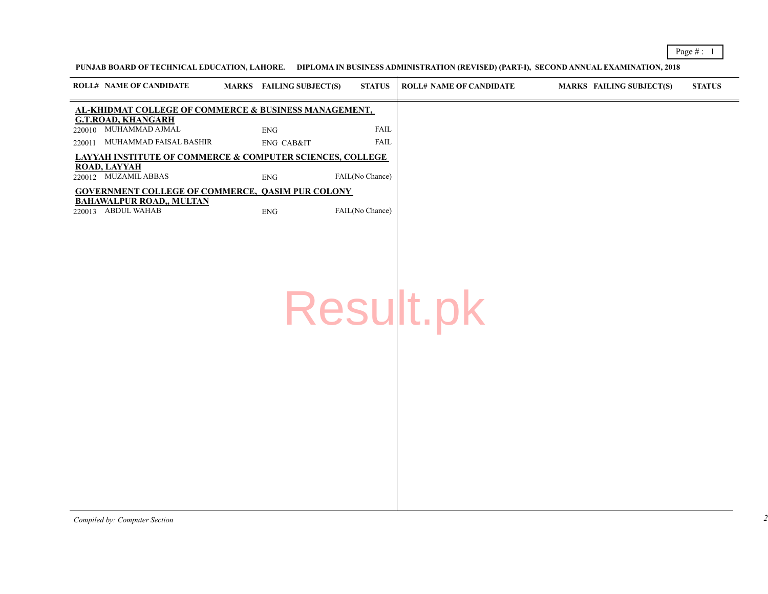**PUNJAB BOARD OF TECHNICAL EDUCATION, LAHORE. DIPLOMA IN BUSINESS ADMINISTRATION (REVISED) (PART-I), SECOND ANNUAL EXAMINATION, 2018**

| ROLL# | NAME OF CANDIDATE | MARKS | FAILING SUBJECT(S) | STATUS |
|---|---|---|---|---|
| **AL-KHIDMAT COLLEGE OF COMMERCE & BUSINESS MANAGEMENT, G.T.ROAD, KHANGARH** | | | | |
| 220010 | MUHAMMAD AJMAL | | ENG | FAIL |
| 220011 | MUHAMMAD FAISAL BASHIR | | ENG CAB&IT | FAIL |
| **LAYYAH INSTITUTE OF COMMERCE & COMPUTER SCIENCES, COLLEGE ROAD, LAYYAH** | | | | |
| 220012 | MUZAMIL ABBAS | | ENG | FAIL(No Chance) |
| **GOVERNMENT COLLEGE OF COMMERCE, QASIM PUR COLONY BAHAWALPUR ROAD,, MULTAN** | | | | |
| 220013 | ABDUL WAHAB | | ENG | FAIL(No Chance) |

*Compiled by: Computer Section*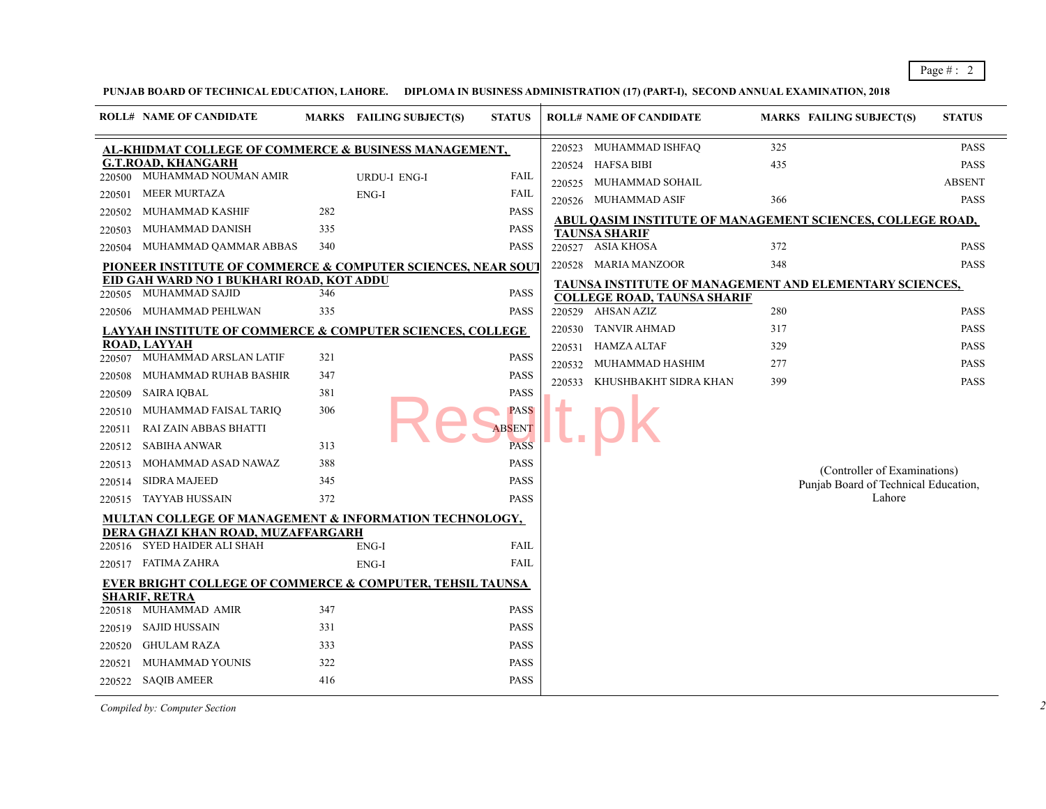**PUNJAB BOARD OF TECHNICAL EDUCATION, LAHORE. DIPLOMA IN BUSINESS ADMINISTRATION (17) (PART-I), SECOND ANNUAL EXAMINATION, 2018**

| ROLL# | NAME OF CANDIDATE | MARKS | FAILING SUBJECT(S) | STATUS |
|---|---|---|---|---|
| **AL-KHIDMAT COLLEGE OF COMMERCE & BUSINESS MANAGEMENT, G.T.ROAD, KHANGARH** | | | | |
| 220500 | MUHAMMAD NOUMAN AMIR | | URDU-I ENG-I | FAIL |
| 220501 | MEER MURTAZA | | ENG-I | FAIL |
| 220502 | MUHAMMAD KASHIF | 282 | | PASS |
| 220503 | MUHAMMAD DANISH | 335 | | PASS |
| 220504 | MUHAMMAD QAMMAR ABBAS | 340 | | PASS |
| **PIONEER INSTITUTE OF COMMERCE & COMPUTER SCIENCES, NEAR SOUT EID GAH WARD NO 1 BUKHARI ROAD, KOT ADDU** | | | | |
| 220505 | MUHAMMAD SAJID | 346 | | PASS |
| 220506 | MUHAMMAD PEHLWAN | 335 | | PASS |
| **LAYYAH INSTITUTE OF COMMERCE & COMPUTER SCIENCES, COLLEGE ROAD, LAYYAH** | | | | |
| 220507 | MUHAMMAD ARSLAN LATIF | 321 | | PASS |
| 220508 | MUHAMMAD RUHAB BASHIR | 347 | | PASS |
| 220509 | SAIRA IQBAL | 381 | | PASS |
| 220510 | MUHAMMAD FAISAL TARIQ | 306 | | PASS |
| 220511 | RAI ZAIN ABBAS BHATTI | | | ABSENT |
| 220512 | SABIHA ANWAR | 313 | | PASS |
| 220513 | MOHAMMAD ASAD NAWAZ | 388 | | PASS |
| 220514 | SIDRA MAJEED | 345 | | PASS |
| 220515 | TAYYAB HUSSAIN | 372 | | PASS |
| **MULTAN COLLEGE OF MANAGEMENT & INFORMATION TECHNOLOGY, DERA GHAZI KHAN ROAD, MUZAFFARGARH** | | | | |
| 220516 | SYED HAIDER ALI SHAH | | ENG-I | FAIL |
| 220517 | FATIMA ZAHRA | | ENG-I | FAIL |
| **EVER BRIGHT COLLEGE OF COMMERCE & COMPUTER, TEHSIL TAUNSA SHARIF, RETRA** | | | | |
| 220518 | MUHAMMAD AMIR | 347 | | PASS |
| 220519 | SAJID HUSSAIN | 331 | | PASS |
| 220520 | GHULAM RAZA | 333 | | PASS |
| 220521 | MUHAMMAD YOUNIS | 322 | | PASS |
| 220522 | SAQIB AMEER | 416 | | PASS |
| 220523 | MUHAMMAD ISHFAQ | 325 | | PASS |
| 220524 | HAFSA BIBI | 435 | | PASS |
| 220525 | MUHAMMAD SOHAIL | | | ABSENT |
| 220526 | MUHAMMAD ASIF | 366 | | PASS |
| **ABUL QASIM INSTITUTE OF MANAGEMENT SCIENCES, COLLEGE ROAD, TAUNSA SHARIF** | | | | |
| 220527 | ASIA KHOSA | 372 | | PASS |
| 220528 | MARIA MANZOOR | 348 | | PASS |
| **TAUNSA INSTITUTE OF MANAGEMENT AND ELEMENTARY SCIENCES, COLLEGE ROAD, TAUNSA SHARIF** | | | | |
| 220529 | AHSAN AZIZ | 280 | | PASS |
| 220530 | TANVIR AHMAD | 317 | | PASS |
| 220531 | HAMZA ALTAF | 329 | | PASS |
| 220532 | MUHAMMAD HASHIM | 277 | | PASS |
| 220533 | KHUSHBAKHT SIDRA KHAN | 399 | | PASS |

(Controller of Examinations)
Punjab Board of Technical Education,
Lahore

*Compiled by: Computer Section*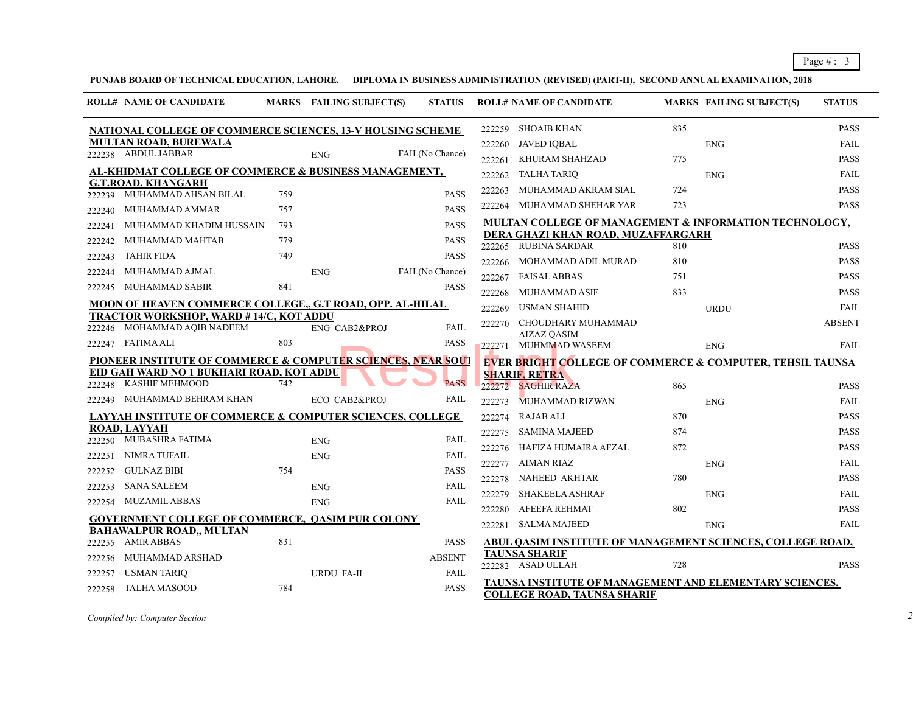**PUNJAB BOARD OF TECHNICAL EDUCATION, LAHORE. DIPLOMA IN BUSINESS ADMINISTRATION (REVISED) (PART-II), SECOND ANNUAL EXAMINATION, 2018**

| ROLL# | NAME OF CANDIDATE | MARKS | FAILING SUBJECT(S) | STATUS |
|---|---|---|---|---|
| **NATIONAL COLLEGE OF COMMERCE SCIENCES, 13-V HOUSING SCHEME MULTAN ROAD, BUREWALA** | | | | |
| 222238 | ABDUL JABBAR | | ENG | FAIL(No Chance) |
| **AL-KHIDMAT COLLEGE OF COMMERCE & BUSINESS MANAGEMENT, G.T.ROAD, KHANGARH** | | | | |
| 222239 | MUHAMMAD AHSAN BILAL | 759 | | PASS |
| 222240 | MUHAMMAD AMMAR | 757 | | PASS |
| 222241 | MUHAMMAD KHADIM HUSSAIN | 793 | | PASS |
| 222242 | MUHAMMAD MAHTAB | 779 | | PASS |
| 222243 | TAHIR FIDA | 749 | | PASS |
| 222244 | MUHAMMAD AJMAL | | ENG | FAIL(No Chance) |
| 222245 | MUHAMMAD SABIR | 841 | | PASS |
| **MOON OF HEAVEN COMMERCE COLLEGE,, G.T ROAD, OPP. AL-HILAL TRACTOR WORKSHOP, WARD # 14/C, KOT ADDU** | | | | |
| 222246 | MOHAMMAD AQIB NADEEM | | ENG CAB2&PROJ | FAIL |
| 222247 | FATIMA ALI | 803 | | PASS |
| **PIONEER INSTITUTE OF COMMERCE & COMPUTER SCIENCES, NEAR SOUT EID GAH WARD NO 1 BUKHARI ROAD, KOT ADDU** | | | | |
| 222248 | KASHIF MEHMOOD | 742 | | PASS |
| 222249 | MUHAMMAD BEHRAM KHAN | | ECO CAB2&PROJ | FAIL |
| **LAYYAH INSTITUTE OF COMMERCE & COMPUTER SCIENCES, COLLEGE ROAD, LAYYAH** | | | | |
| 222250 | MUBASHRA FATIMA | | ENG | FAIL |
| 222251 | NIMRA TUFAIL | | ENG | FAIL |
| 222252 | GULNAZ BIBI | 754 | | PASS |
| 222253 | SANA SALEEM | | ENG | FAIL |
| 222254 | MUZAMIL ABBAS | | ENG | FAIL |
| **GOVERNMENT COLLEGE OF COMMERCE, QASIM PUR COLONY BAHAWALPUR ROAD,, MULTAN** | | | | |
| 222255 | AMIR ABBAS | 831 | | PASS |
| 222256 | MUHAMMAD ARSHAD | | | ABSENT |
| 222257 | USMAN TARIQ | | URDU FA-II | FAIL |
| 222258 | TALHA MASOOD | 784 | | PASS |
| 222259 | SHOAIB KHAN | 835 | | PASS |
| 222260 | JAVED IQBAL | | ENG | FAIL |
| 222261 | KHURAM SHAHZAD | 775 | | PASS |
| 222262 | TALHA TARIQ | | ENG | FAIL |
| 222263 | MUHAMMAD AKRAM SIAL | 724 | | PASS |
| 222264 | MUHAMMAD SHEHAR YAR | 723 | | PASS |
| **MULTAN COLLEGE OF MANAGEMENT & INFORMATION TECHNOLOGY, DERA GHAZI KHAN ROAD, MUZAFFARGARH** | | | | |
| 222265 | RUBINA SARDAR | 810 | | PASS |
| 222266 | MOHAMMAD ADIL MURAD | 810 | | PASS |
| 222267 | FAISAL ABBAS | 751 | | PASS |
| 222268 | MUHAMMAD ASIF | 833 | | PASS |
| 222269 | USMAN SHAHID | | URDU | FAIL |
| 222270 | CHOUDHARY MUHAMMAD AIZAZ QASIM | | | ABSENT |
| 222271 | MUHMMAD WASEEM | | ENG | FAIL |
| **EVER BRIGHT COLLEGE OF COMMERCE & COMPUTER, TEHSIL TAUNSA SHARIF, RETRA** | | | | |
| 222272 | SAGHIR RAZA | 865 | | PASS |
| 222273 | MUHAMMAD RIZWAN | | ENG | FAIL |
| 222274 | RAJAB ALI | 870 | | PASS |
| 222275 | SAMINA MAJEED | 874 | | PASS |
| 222276 | HAFIZA HUMAIRA AFZAL | 872 | | PASS |
| 222277 | AIMAN RIAZ | | ENG | FAIL |
| 222278 | NAHEED AKHTAR | 780 | | PASS |
| 222279 | SHAKEELA ASHRAF | | ENG | FAIL |
| 222280 | AFEEFA REHMAT | 802 | | PASS |
| 222281 | SALMA MAJEED | | ENG | FAIL |
| **ABUL QASIM INSTITUTE OF MANAGEMENT SCIENCES, COLLEGE ROAD, TAUNSA SHARIF** | | | | |
| 222282 | ASAD ULLAH | 728 | | PASS |
| **TAUNSA INSTITUTE OF MANAGEMENT AND ELEMENTARY SCIENCES, COLLEGE ROAD, TAUNSA SHARIF** | | | | |

*Compiled by: Computer Section*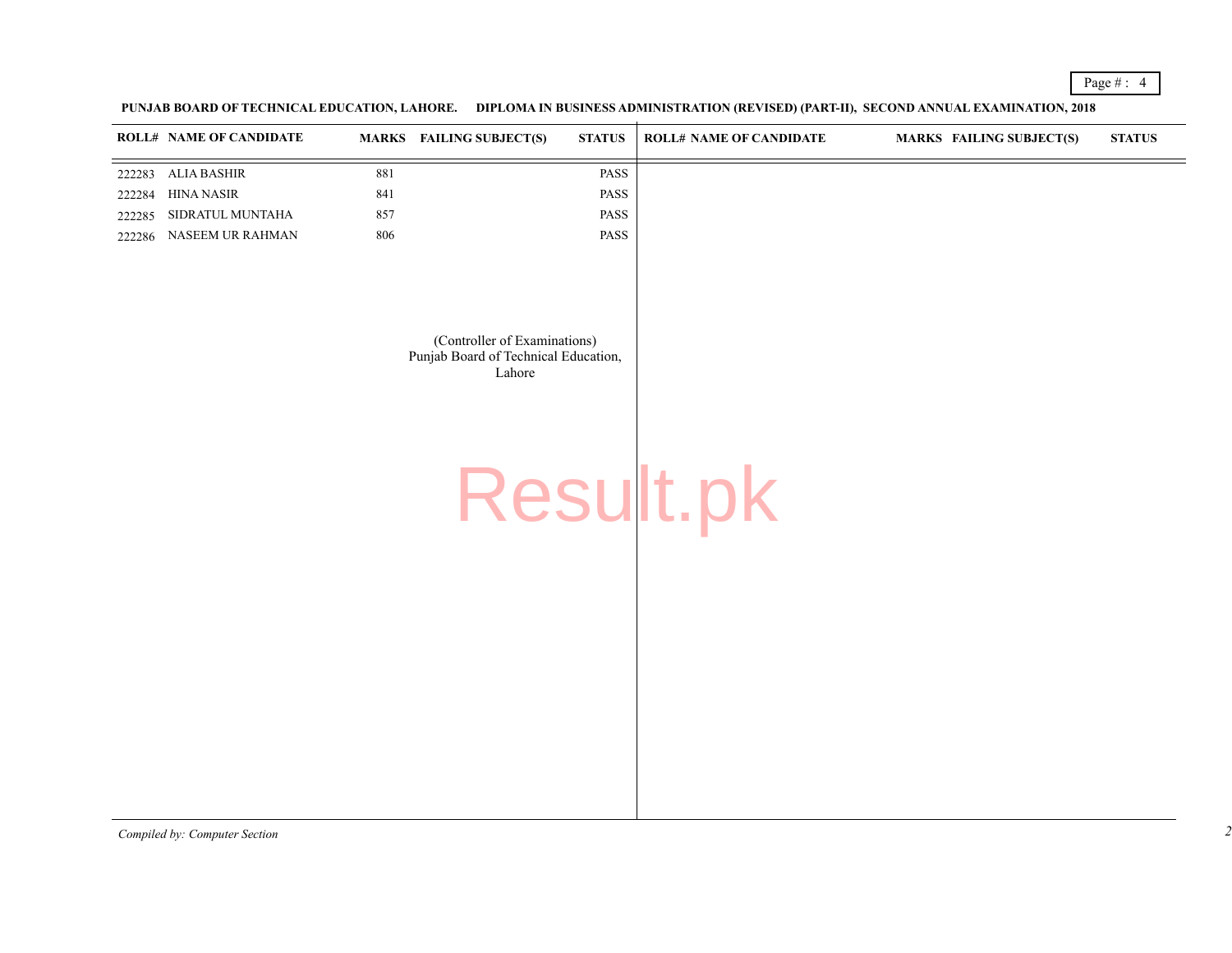**PUNJAB BOARD OF TECHNICAL EDUCATION, LAHORE.  DIPLOMA IN BUSINESS ADMINISTRATION (REVISED) (PART-II), SECOND ANNUAL EXAMINATION, 2018**

| ROLL# | NAME OF CANDIDATE | MARKS | FAILING SUBJECT(S) | STATUS |
|---|---|---|---|---|
| 222283 | ALIA BASHIR | 881 | | PASS |
| 222284 | HINA NASIR | 841 | | PASS |
| 222285 | SIDRATUL MUNTAHA | 857 | | PASS |
| 222286 | NASEEM UR RAHMAN | 806 | | PASS |

(Controller of Examinations)
Punjab Board of Technical Education,
Lahore

Result.pk

*Compiled by: Computer Section*